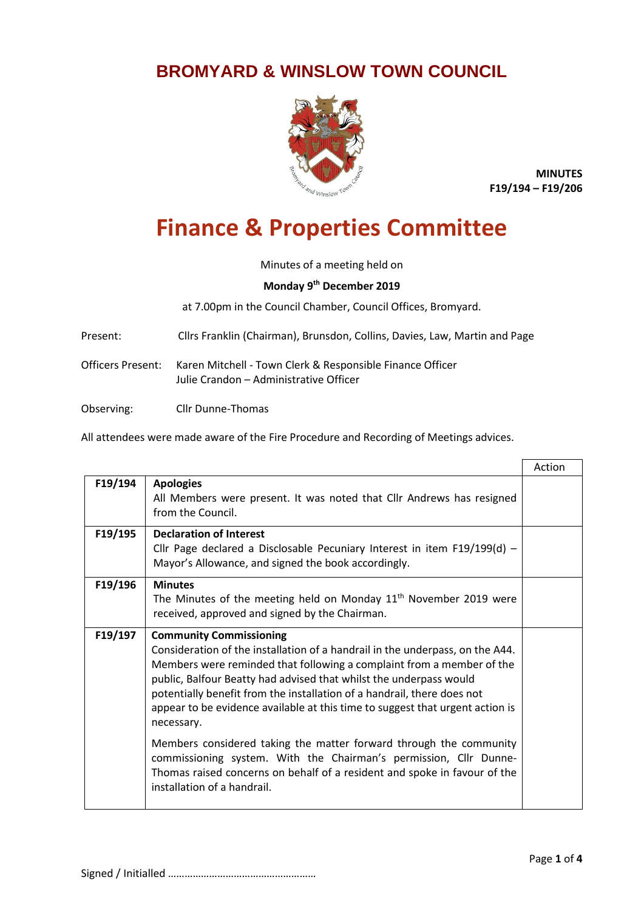# BROMYARD & WINSLOW TOWN COUNCIL

**MINUTES**
**F19/194 – F19/206**

# Finance & Properties Committee

Minutes of a meeting held on

**Monday 9th December 2019**

at 7.00pm in the Council Chamber, Council Offices, Bromyard.

Present: Cllrs Franklin (Chairman), Brunsdon, Collins, Davies, Law, Martin and Page

Officers Present: Karen Mitchell - Town Clerk & Responsible Finance Officer
Julie Crandon – Administrative Officer

Observing: Cllr Dunne-Thomas

All attendees were made aware of the Fire Procedure and Recording of Meetings advices.

| | | Action |
|---|---|---|
| F19/194 | **Apologies**<br>All Members were present. It was noted that Cllr Andrews has resigned from the Council. | |
| F19/195 | **Declaration of Interest**<br>Cllr Page declared a Disclosable Pecuniary Interest in item F19/199(d) – Mayor's Allowance, and signed the book accordingly. | |
| F19/196 | **Minutes**<br>The Minutes of the meeting held on Monday 11th November 2019 were received, approved and signed by the Chairman. | |
| F19/197 | **Community Commissioning**<br>Consideration of the installation of a handrail in the underpass, on the A44. Members were reminded that following a complaint from a member of the public, Balfour Beatty had advised that whilst the underpass would potentially benefit from the installation of a handrail, there does not appear to be evidence available at this time to suggest that urgent action is necessary.<br><br>Members considered taking the matter forward through the community commissioning system. With the Chairman's permission, Cllr Dunne-Thomas raised concerns on behalf of a resident and spoke in favour of the installation of a handrail. | |

Signed / Initialled ………………………………………………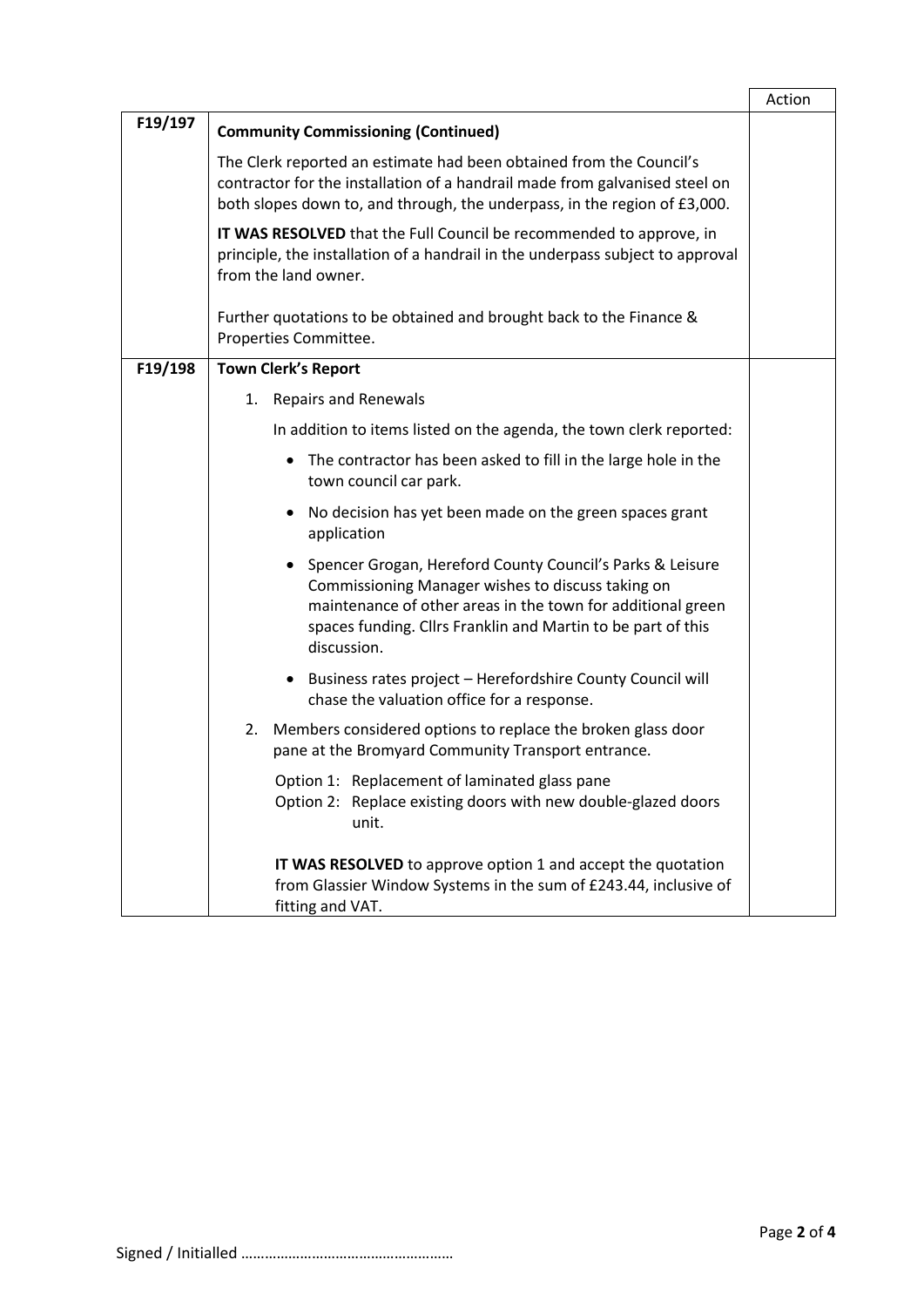| | | Action |
|---|---|---|
| F19/197 | **Community Commissioning (Continued)**<br><br>The Clerk reported an estimate had been obtained from the Council's contractor for the installation of a handrail made from galvanised steel on both slopes down to, and through, the underpass, in the region of £3,000.<br><br>**IT WAS RESOLVED** that the Full Council be recommended to approve, in principle, the installation of a handrail in the underpass subject to approval from the land owner.<br><br>Further quotations to be obtained and brought back to the Finance & Properties Committee. | |
| F19/198 | **Town Clerk's Report**<br><br>1. Repairs and Renewals<br><br>In addition to items listed on the agenda, the town clerk reported:<br><br>• The contractor has been asked to fill in the large hole in the town council car park.<br><br>• No decision has yet been made on the green spaces grant application<br><br>• Spencer Grogan, Hereford County Council's Parks & Leisure Commissioning Manager wishes to discuss taking on maintenance of other areas in the town for additional green spaces funding. Cllrs Franklin and Martin to be part of this discussion.<br><br>• Business rates project – Herefordshire County Council will chase the valuation office for a response.<br><br>2. Members considered options to replace the broken glass door pane at the Bromyard Community Transport entrance.<br><br>Option 1: Replacement of laminated glass pane<br>Option 2: Replace existing doors with new double-glazed doors unit.<br><br>**IT WAS RESOLVED** to approve option 1 and accept the quotation from Glassier Window Systems in the sum of £243.44, inclusive of fitting and VAT. | |

Signed / Initialled ……………………………………………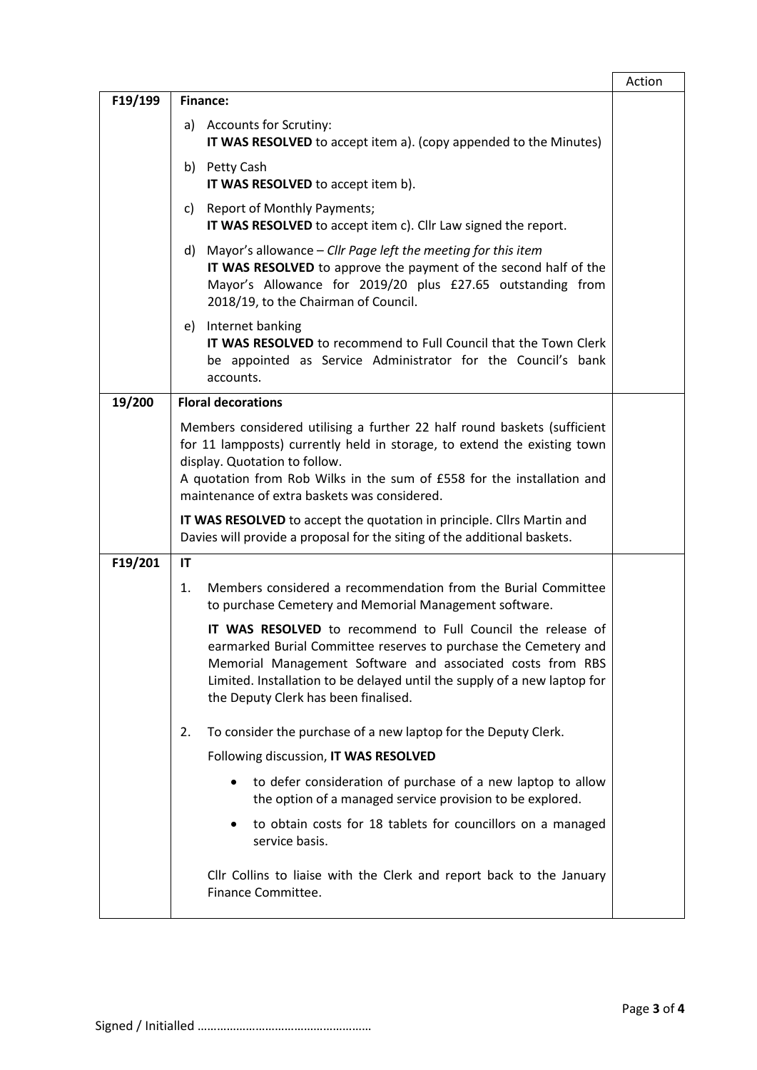| | | Action |
|---|---|---|
| F19/199 | **Finance:**<br><br>a) Accounts for Scrutiny:<br>**IT WAS RESOLVED** to accept item a). (copy appended to the Minutes)<br><br>b) Petty Cash<br>**IT WAS RESOLVED** to accept item b).<br><br>c) Report of Monthly Payments;<br>**IT WAS RESOLVED** to accept item c). Cllr Law signed the report.<br><br>d) Mayor's allowance – *Cllr Page left the meeting for this item*<br>**IT WAS RESOLVED** to approve the payment of the second half of the Mayor's Allowance for 2019/20 plus £27.65 outstanding from 2018/19, to the Chairman of Council.<br><br>e) Internet banking<br>**IT WAS RESOLVED** to recommend to Full Council that the Town Clerk be appointed as Service Administrator for the Council's bank accounts. | |
| 19/200 | **Floral decorations**<br><br>Members considered utilising a further 22 half round baskets (sufficient for 11 lampposts) currently held in storage, to extend the existing town display. Quotation to follow.<br>A quotation from Rob Wilks in the sum of £558 for the installation and maintenance of extra baskets was considered.<br><br>**IT WAS RESOLVED** to accept the quotation in principle. Cllrs Martin and Davies will provide a proposal for the siting of the additional baskets. | |
| F19/201 | **IT**<br><br>1. Members considered a recommendation from the Burial Committee to purchase Cemetery and Memorial Management software.<br><br>**IT WAS RESOLVED** to recommend to Full Council the release of earmarked Burial Committee reserves to purchase the Cemetery and Memorial Management Software and associated costs from RBS Limited. Installation to be delayed until the supply of a new laptop for the Deputy Clerk has been finalised.<br><br>2. To consider the purchase of a new laptop for the Deputy Clerk.<br><br>Following discussion, **IT WAS RESOLVED**<br><br>• to defer consideration of purchase of a new laptop to allow the option of a managed service provision to be explored.<br><br>• to obtain costs for 18 tablets for councillors on a managed service basis.<br><br>Cllr Collins to liaise with the Clerk and report back to the January Finance Committee. | |

Signed / Initialled ………………………………………………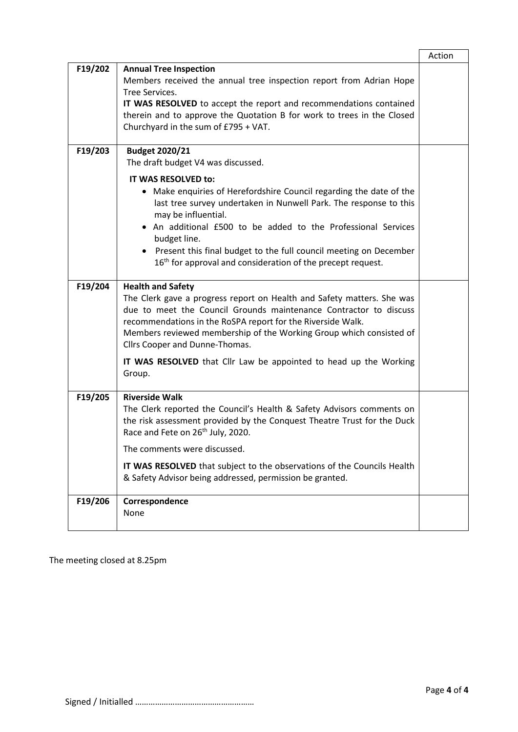| | | Action |
|---|---|---|
| F19/202 | **Annual Tree Inspection**<br>Members received the annual tree inspection report from Adrian Hope Tree Services.<br>**IT WAS RESOLVED** to accept the report and recommendations contained therein and to approve the Quotation B for work to trees in the Closed Churchyard in the sum of £795 + VAT. | |
| F19/203 | **Budget 2020/21**<br>The draft budget V4 was discussed.<br>**IT WAS RESOLVED to:**<br>• Make enquiries of Herefordshire Council regarding the date of the last tree survey undertaken in Nunwell Park. The response to this may be influential.<br>• An additional £500 to be added to the Professional Services budget line.<br>• Present this final budget to the full council meeting on December 16th for approval and consideration of the precept request. | |
| F19/204 | **Health and Safety**<br>The Clerk gave a progress report on Health and Safety matters. She was due to meet the Council Grounds maintenance Contractor to discuss recommendations in the RoSPA report for the Riverside Walk.<br>Members reviewed membership of the Working Group which consisted of Cllrs Cooper and Dunne-Thomas.<br>**IT WAS RESOLVED** that Cllr Law be appointed to head up the Working Group. | |
| F19/205 | **Riverside Walk**<br>The Clerk reported the Council's Health & Safety Advisors comments on the risk assessment provided by the Conquest Theatre Trust for the Duck Race and Fete on 26th July, 2020.<br>The comments were discussed.<br>**IT WAS RESOLVED** that subject to the observations of the Councils Health & Safety Advisor being addressed, permission be granted. | |
| F19/206 | **Correspondence**<br>None | |

The meeting closed at 8.25pm

Signed / Initialled ………………………………………………